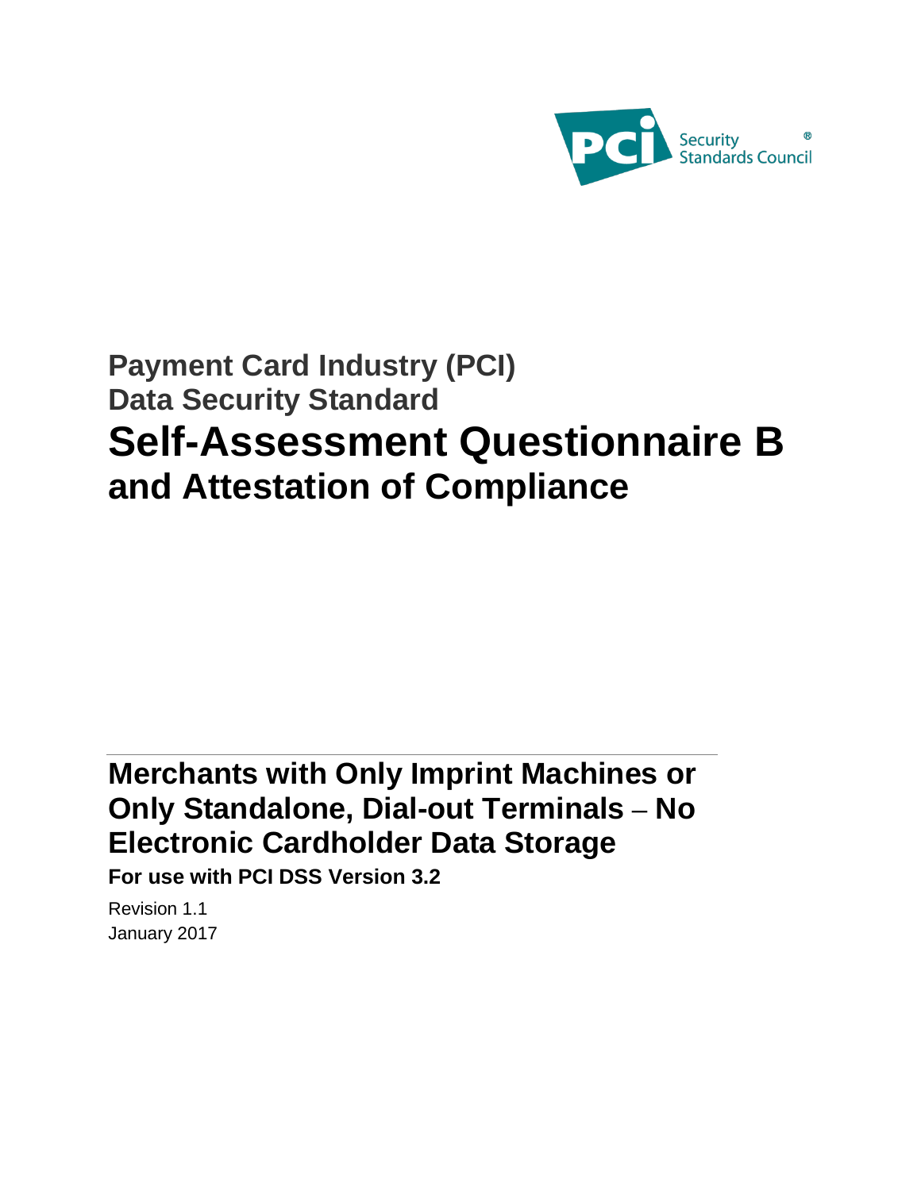PCI Security Standards Council®

# Payment Card Industry (PCI) Data Security Standard

# Self-Assessment Questionnaire B and Attestation of Compliance

## Merchants with Only Imprint Machines or Only Standalone, Dial-out Terminals – No Electronic Cardholder Data Storage

**For use with PCI DSS Version 3.2**

Revision 1.1

January 2017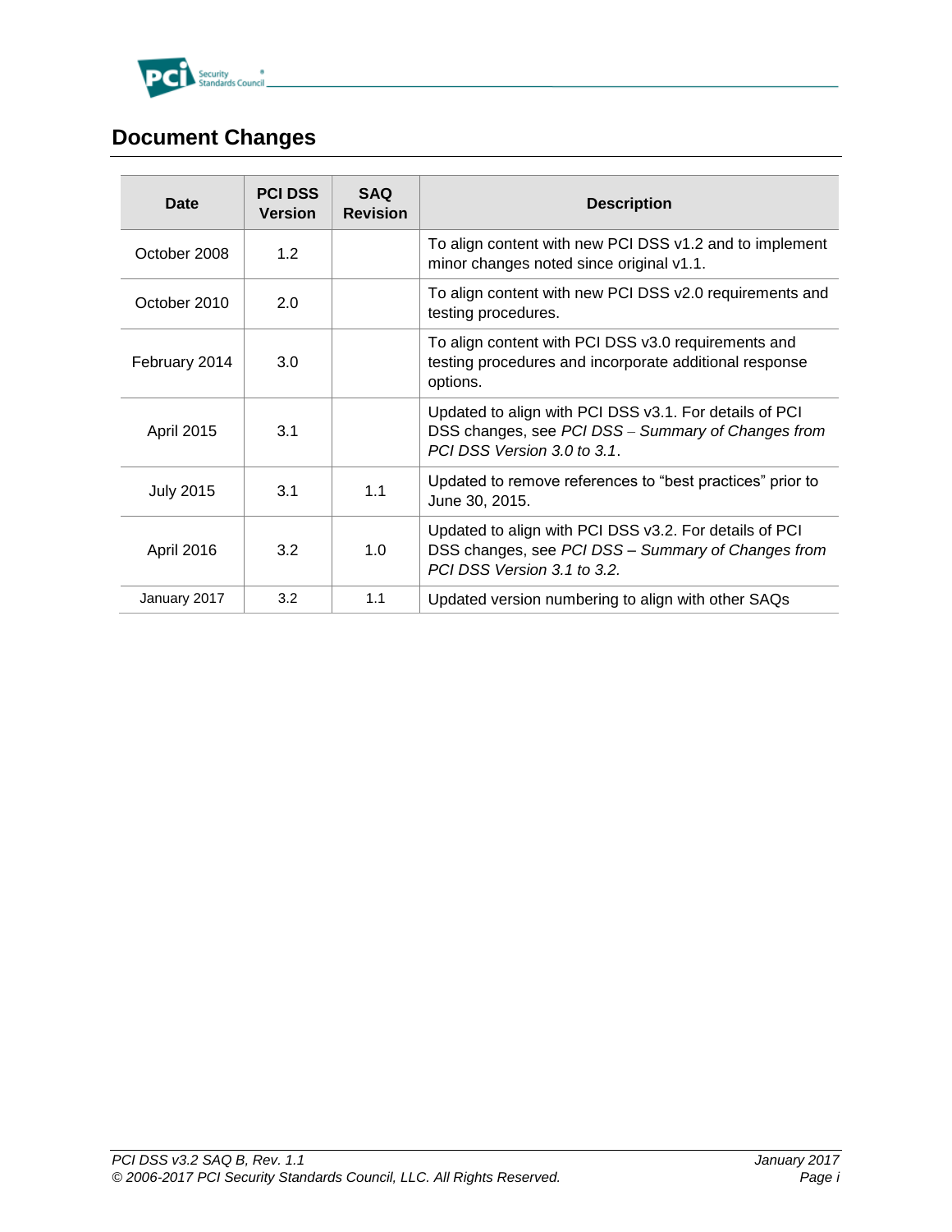# Document Changes

| Date | PCI DSS Version | SAQ Revision | Description |
|---|---|---|---|
| October 2008 | 1.2 | | To align content with new PCI DSS v1.2 and to implement minor changes noted since original v1.1. |
| October 2010 | 2.0 | | To align content with new PCI DSS v2.0 requirements and testing procedures. |
| February 2014 | 3.0 | | To align content with PCI DSS v3.0 requirements and testing procedures and incorporate additional response options. |
| April 2015 | 3.1 | | Updated to align with PCI DSS v3.1. For details of PCI DSS changes, see *PCI DSS – Summary of Changes from PCI DSS Version 3.0 to 3.1*. |
| July 2015 | 3.1 | 1.1 | Updated to remove references to "best practices" prior to June 30, 2015. |
| April 2016 | 3.2 | 1.0 | Updated to align with PCI DSS v3.2. For details of PCI DSS changes, see *PCI DSS – Summary of Changes from PCI DSS Version 3.1 to 3.2.* |
| January 2017 | 3.2 | 1.1 | Updated version numbering to align with other SAQs |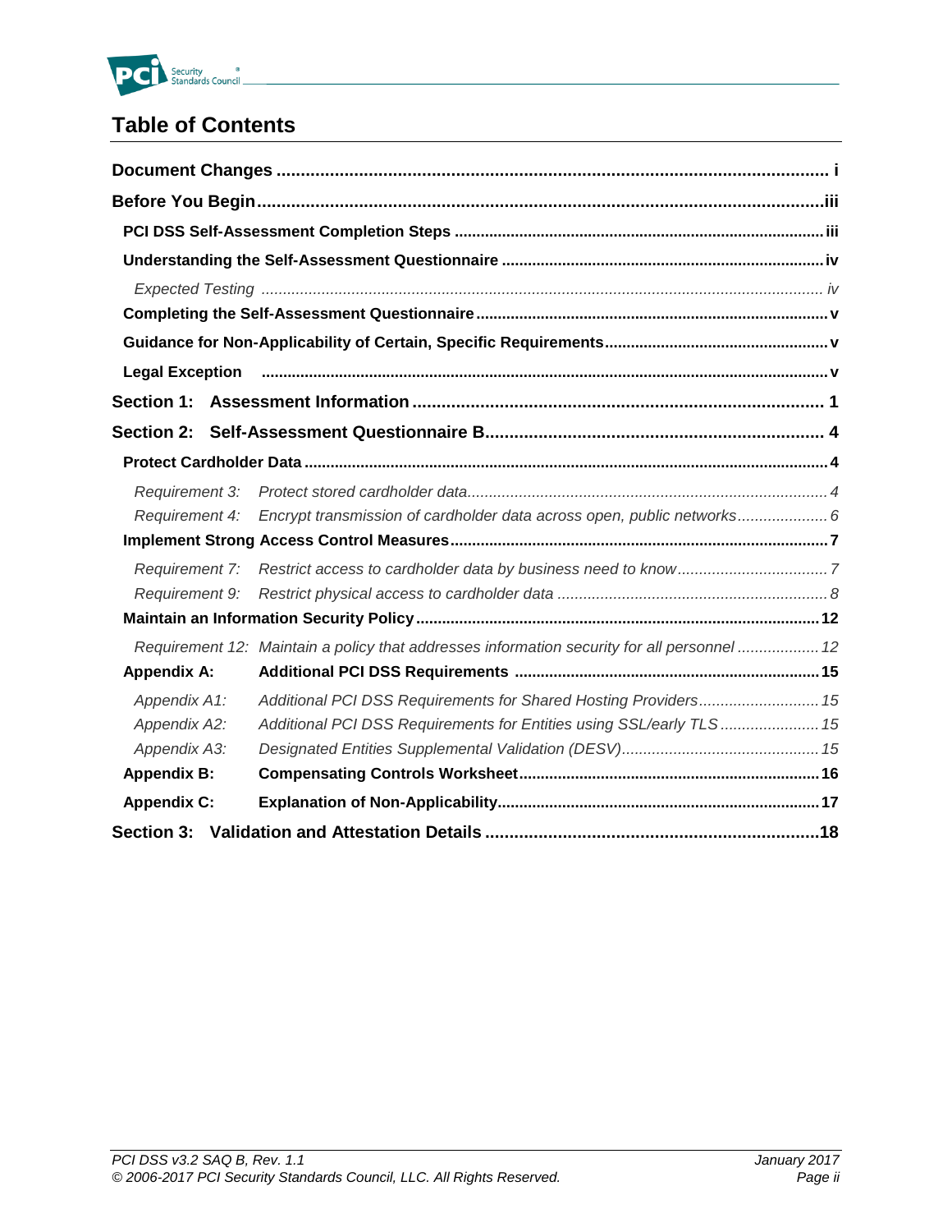# Table of Contents

**Document Changes** .................................................................................................. i

**Before You Begin** ................................................................................................... iii

**PCI DSS Self-Assessment Completion Steps** ................................................................ iii

**Understanding the Self-Assessment Questionnaire** ........................................................ iv

*Expected Testing* ........................................................................................................ *iv*

**Completing the Self-Assessment Questionnaire** .............................................................. v

**Guidance for Non-Applicability of Certain, Specific Requirements** .................................. v

**Legal Exception** ........................................................................................................ v

**Section 1: Assessment Information** ................................................................................ 1

**Section 2: Self-Assessment Questionnaire B** ................................................................... 4

**Protect Cardholder Data** ............................................................................................. 4

*Requirement 3: Protect stored cardholder data* ................................................................ *4*

*Requirement 4: Encrypt transmission of cardholder data across open, public networks* ........ *6*

**Implement Strong Access Control Measures** .................................................................. 7

*Requirement 7: Restrict access to cardholder data by business need to know* ..................... *7*

*Requirement 9: Restrict physical access to cardholder data* ............................................... *8*

**Maintain an Information Security Policy** ....................................................................... 12

*Requirement 12: Maintain a policy that addresses information security for all personnel* ..... *12*

**Appendix A: Additional PCI DSS Requirements** ............................................................. 15

*Appendix A1: Additional PCI DSS Requirements for Shared Hosting Providers* .................... *15*

*Appendix A2: Additional PCI DSS Requirements for Entities using SSL/early TLS* ............... *15*

*Appendix A3: Designated Entities Supplemental Validation (DESV)* ................................... *15*

**Appendix B: Compensating Controls Worksheet** ............................................................ 16

**Appendix C: Explanation of Non-Applicability** ............................................................... 17

**Section 3: Validation and Attestation Details** ................................................................ 18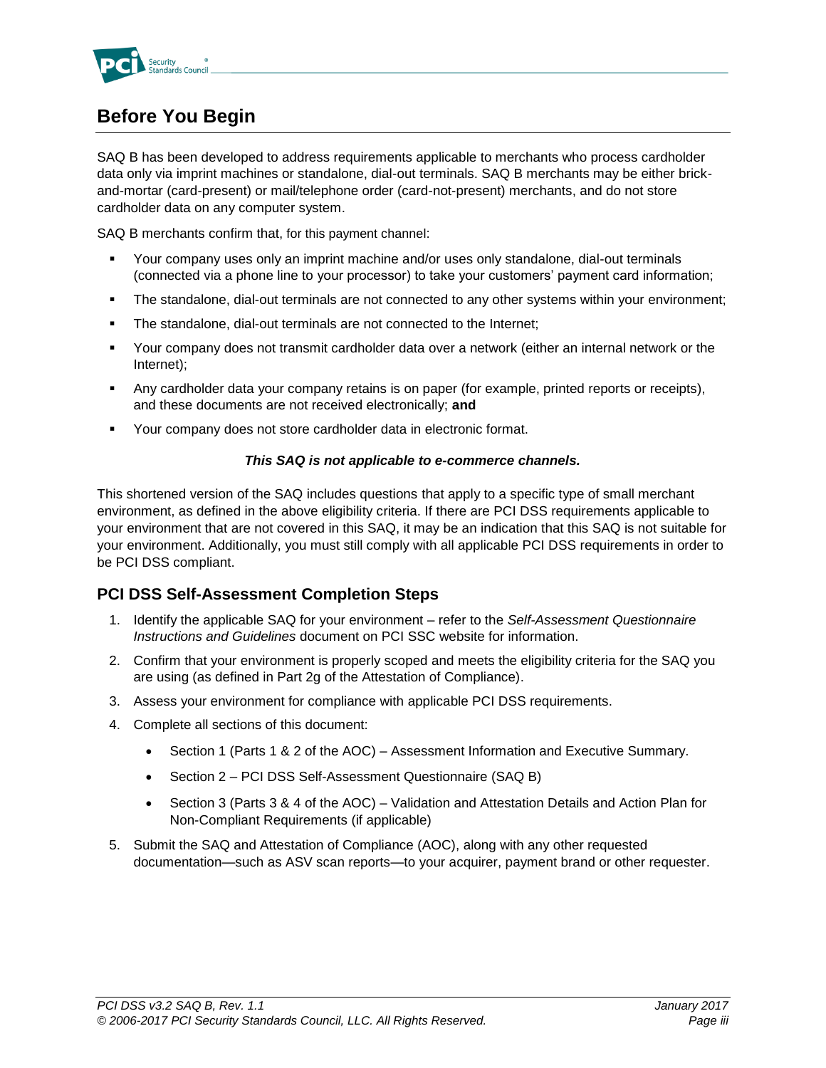# Before You Begin

SAQ B has been developed to address requirements applicable to merchants who process cardholder data only via imprint machines or standalone, dial-out terminals. SAQ B merchants may be either brick-and-mortar (card-present) or mail/telephone order (card-not-present) merchants, and do not store cardholder data on any computer system.

SAQ B merchants confirm that, for this payment channel:

- Your company uses only an imprint machine and/or uses only standalone, dial-out terminals (connected via a phone line to your processor) to take your customers' payment card information;
- The standalone, dial-out terminals are not connected to any other systems within your environment;
- The standalone, dial-out terminals are not connected to the Internet;
- Your company does not transmit cardholder data over a network (either an internal network or the Internet);
- Any cardholder data your company retains is on paper (for example, printed reports or receipts), and these documents are not received electronically; **and**
- Your company does not store cardholder data in electronic format.

***This SAQ is not applicable to e-commerce channels.***

This shortened version of the SAQ includes questions that apply to a specific type of small merchant environment, as defined in the above eligibility criteria. If there are PCI DSS requirements applicable to your environment that are not covered in this SAQ, it may be an indication that this SAQ is not suitable for your environment. Additionally, you must still comply with all applicable PCI DSS requirements in order to be PCI DSS compliant.

## PCI DSS Self-Assessment Completion Steps

1. Identify the applicable SAQ for your environment – refer to the *Self-Assessment Questionnaire Instructions and Guidelines* document on PCI SSC website for information.
2. Confirm that your environment is properly scoped and meets the eligibility criteria for the SAQ you are using (as defined in Part 2g of the Attestation of Compliance).
3. Assess your environment for compliance with applicable PCI DSS requirements.
4. Complete all sections of this document:
   - Section 1 (Parts 1 & 2 of the AOC) – Assessment Information and Executive Summary.
   - Section 2 – PCI DSS Self-Assessment Questionnaire (SAQ B)
   - Section 3 (Parts 3 & 4 of the AOC) – Validation and Attestation Details and Action Plan for Non-Compliant Requirements (if applicable)
5. Submit the SAQ and Attestation of Compliance (AOC), along with any other requested documentation—such as ASV scan reports—to your acquirer, payment brand or other requester.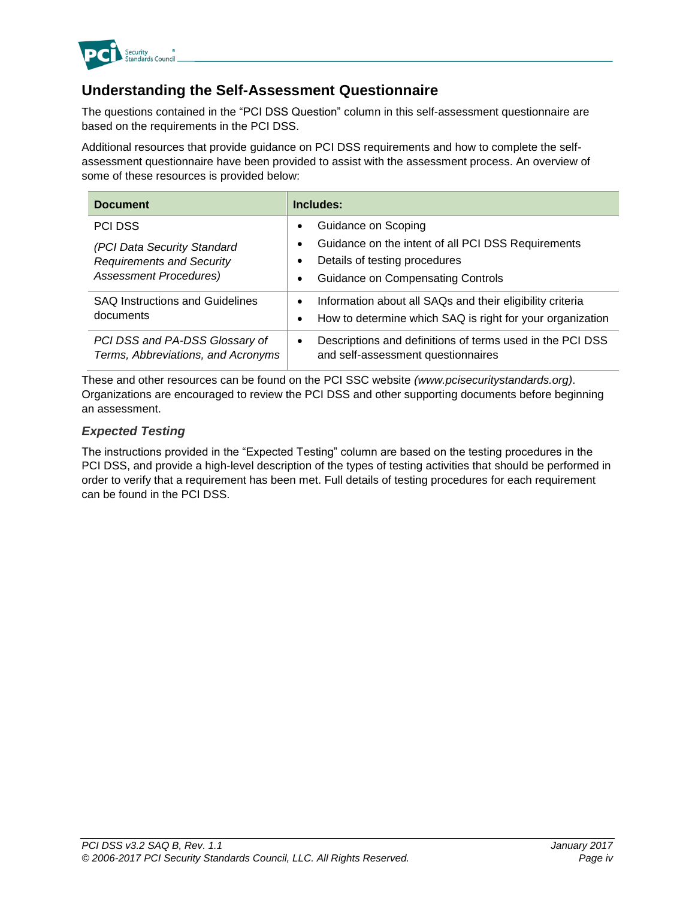## Understanding the Self-Assessment Questionnaire

The questions contained in the "PCI DSS Question" column in this self-assessment questionnaire are based on the requirements in the PCI DSS.

Additional resources that provide guidance on PCI DSS requirements and how to complete the self-assessment questionnaire have been provided to assist with the assessment process. An overview of some of these resources is provided below:

| Document | Includes: |
|---|---|
| PCI DSS<br><br>*(PCI Data Security Standard Requirements and Security Assessment Procedures)* | • Guidance on Scoping<br>• Guidance on the intent of all PCI DSS Requirements<br>• Details of testing procedures<br>• Guidance on Compensating Controls |
| SAQ Instructions and Guidelines documents | • Information about all SAQs and their eligibility criteria<br>• How to determine which SAQ is right for your organization |
| *PCI DSS and PA-DSS Glossary of Terms, Abbreviations, and Acronyms* | • Descriptions and definitions of terms used in the PCI DSS and self-assessment questionnaires |

These and other resources can be found on the PCI SSC website *(www.pcisecuritystandards.org)*. Organizations are encouraged to review the PCI DSS and other supporting documents before beginning an assessment.

### *Expected Testing*

The instructions provided in the "Expected Testing" column are based on the testing procedures in the PCI DSS, and provide a high-level description of the types of testing activities that should be performed in order to verify that a requirement has been met. Full details of testing procedures for each requirement can be found in the PCI DSS.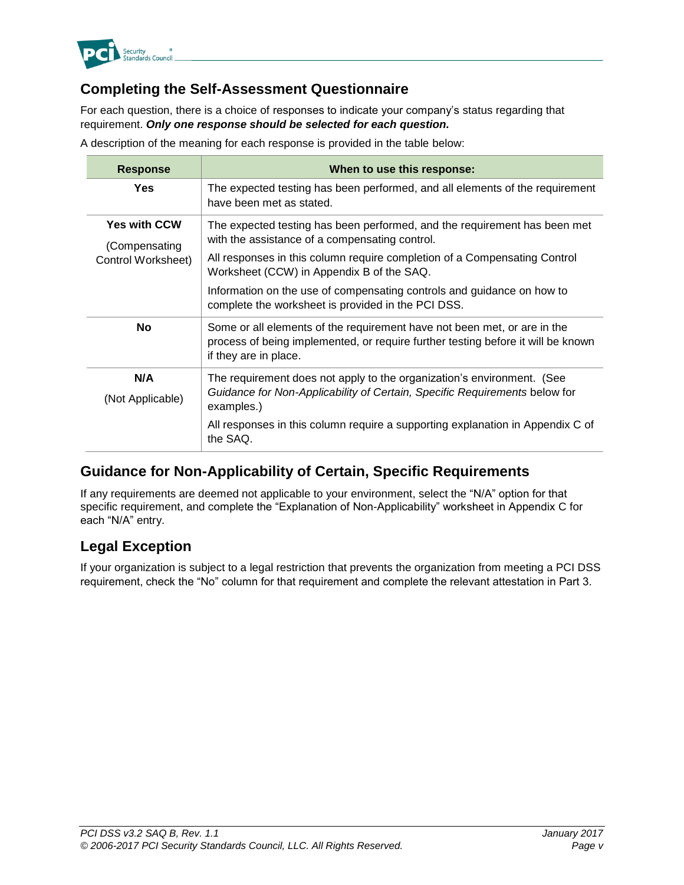## Completing the Self-Assessment Questionnaire

For each question, there is a choice of responses to indicate your company's status regarding that requirement. ***Only one response should be selected for each question.***

A description of the meaning for each response is provided in the table below:

| Response | When to use this response: |
|---|---|
| **Yes** | The expected testing has been performed, and all elements of the requirement have been met as stated. |
| **Yes with CCW** (Compensating Control Worksheet) | The expected testing has been performed, and the requirement has been met with the assistance of a compensating control. All responses in this column require completion of a Compensating Control Worksheet (CCW) in Appendix B of the SAQ. Information on the use of compensating controls and guidance on how to complete the worksheet is provided in the PCI DSS. |
| **No** | Some or all elements of the requirement have not been met, or are in the process of being implemented, or require further testing before it will be known if they are in place. |
| **N/A** (Not Applicable) | The requirement does not apply to the organization's environment. (See *Guidance for Non-Applicability of Certain, Specific Requirements* below for examples.) All responses in this column require a supporting explanation in Appendix C of the SAQ. |

## Guidance for Non-Applicability of Certain, Specific Requirements

If any requirements are deemed not applicable to your environment, select the "N/A" option for that specific requirement, and complete the "Explanation of Non-Applicability" worksheet in Appendix C for each "N/A" entry.

## Legal Exception

If your organization is subject to a legal restriction that prevents the organization from meeting a PCI DSS requirement, check the "No" column for that requirement and complete the relevant attestation in Part 3.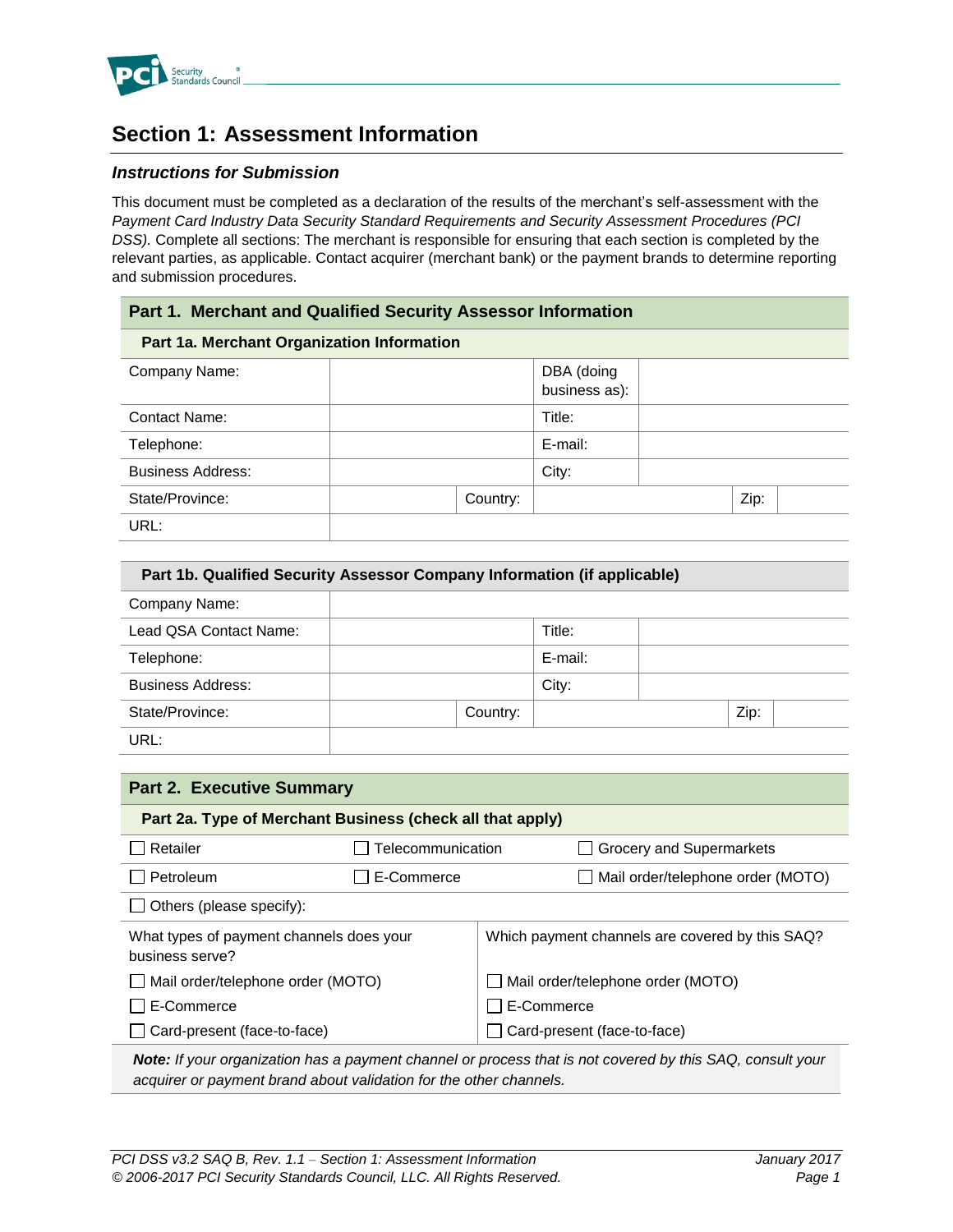# Section 1: Assessment Information

### *Instructions for Submission*

This document must be completed as a declaration of the results of the merchant's self-assessment with the *Payment Card Industry Data Security Standard Requirements and Security Assessment Procedures (PCI DSS).* Complete all sections: The merchant is responsible for ensuring that each section is completed by the relevant parties, as applicable. Contact acquirer (merchant bank) or the payment brands to determine reporting and submission procedures.

**Part 1. Merchant and Qualified Security Assessor Information**

| **Part 1a. Merchant Organization Information** | | | | | |
|---|---|---|---|---|---|
| Company Name: | | | DBA (doing business as): | | |
| Contact Name: | | | Title: | | |
| Telephone: | | | E-mail: | | |
| Business Address: | | | City: | | |
| State/Province: | | Country: | | Zip: | |
| URL: | | | | | |

| **Part 1b. Qualified Security Assessor Company Information (if applicable)** | | | | | |
|---|---|---|---|---|---|
| Company Name: | | | | | |
| Lead QSA Contact Name: | | | Title: | | |
| Telephone: | | | E-mail: | | |
| Business Address: | | | City: | | |
| State/Province: | | Country: | | Zip: | |
| URL: | | | | | |

**Part 2. Executive Summary**

| **Part 2a. Type of Merchant Business (check all that apply)** | | |
|---|---|---|
| ☐ Retailer | ☐ Telecommunication | ☐ Grocery and Supermarkets |
| ☐ Petroleum | ☐ E-Commerce | ☐ Mail order/telephone order (MOTO) |
| ☐ Others (please specify): | | |

| What types of payment channels does your business serve? | Which payment channels are covered by this SAQ? |
|---|---|
| ☐ Mail order/telephone order (MOTO) | ☐ Mail order/telephone order (MOTO) |
| ☐ E-Commerce | ☐ E-Commerce |
| ☐ Card-present (face-to-face) | ☐ Card-present (face-to-face) |

***Note:*** *If your organization has a payment channel or process that is not covered by this SAQ, consult your acquirer or payment brand about validation for the other channels.*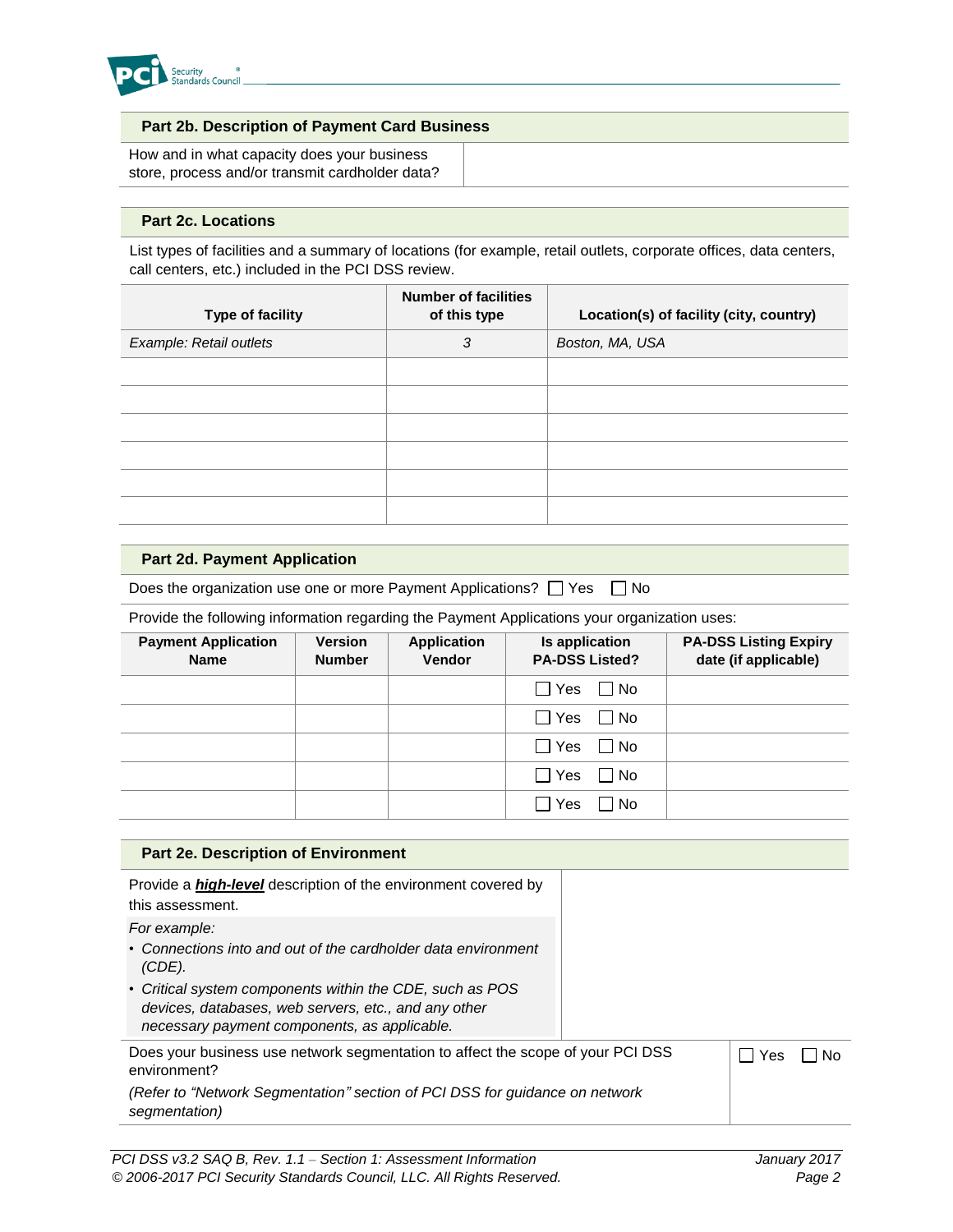### Part 2b. Description of Payment Card Business

| How and in what capacity does your business store, process and/or transmit cardholder data? | |
|---|---|

### Part 2c. Locations

List types of facilities and a summary of locations (for example, retail outlets, corporate offices, data centers, call centers, etc.) included in the PCI DSS review.

| Type of facility | Number of facilities of this type | Location(s) of facility (city, country) |
|---|---|---|
| *Example: Retail outlets* | *3* | *Boston, MA, USA* |
| | | |
| | | |
| | | |
| | | |
| | | |
| | | |

### Part 2d. Payment Application

Does the organization use one or more Payment Applications? ☐ Yes ☐ No

Provide the following information regarding the Payment Applications your organization uses:

| Payment Application Name | Version Number | Application Vendor | Is application PA-DSS Listed? | PA-DSS Listing Expiry date (if applicable) |
|---|---|---|---|---|
| | | | ☐ Yes ☐ No | |
| | | | ☐ Yes ☐ No | |
| | | | ☐ Yes ☐ No | |
| | | | ☐ Yes ☐ No | |
| | | | ☐ Yes ☐ No | |

### Part 2e. Description of Environment

| Provide a ***high-level*** description of the environment covered by this assessment.<br><br>*For example:*<br>• *Connections into and out of the cardholder data environment (CDE).*<br>• *Critical system components within the CDE, such as POS devices, databases, web servers, etc., and any other necessary payment components, as applicable.* | |
|---|---|
| Does your business use network segmentation to affect the scope of your PCI DSS environment?<br><br>*(Refer to "Network Segmentation" section of PCI DSS for guidance on network segmentation)* | ☐ Yes ☐ No |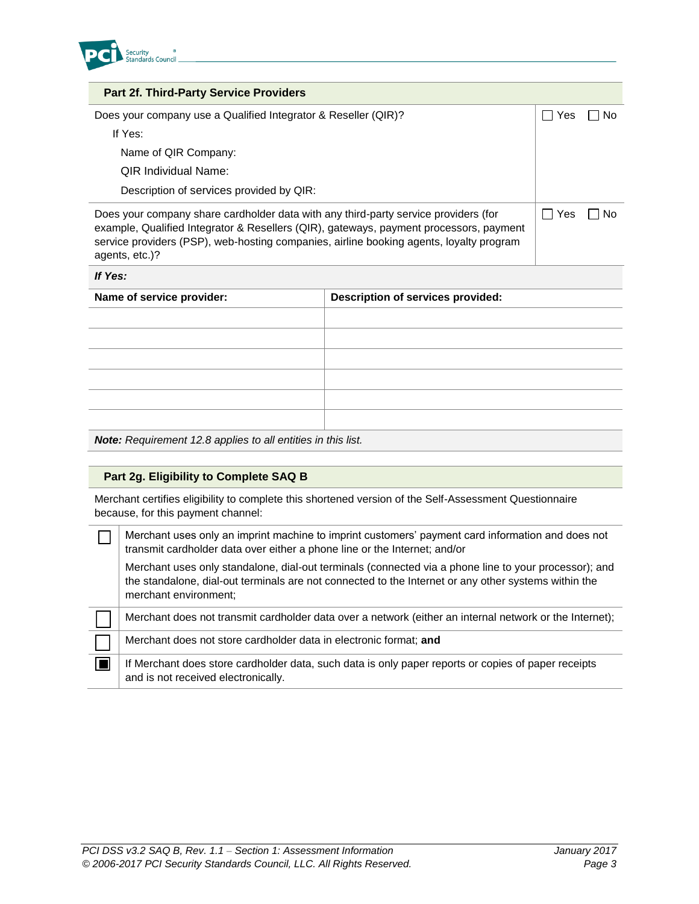## Part 2f. Third-Party Service Providers

| | |
|---|---|
| Does your company use a Qualified Integrator & Reseller (QIR)?<br>If Yes:<br>Name of QIR Company:<br>QIR Individual Name:<br>Description of services provided by QIR: | ☐ Yes ☐ No |
| Does your company share cardholder data with any third-party service providers (for example, Qualified Integrator & Resellers (QIR), gateways, payment processors, payment service providers (PSP), web-hosting companies, airline booking agents, loyalty program agents, etc.)? | ☐ Yes ☐ No |

***If Yes:***

| **Name of service provider:** | **Description of services provided:** |
|---|---|
| | |
| | |
| | |
| | |
| | |
| | |

***Note:*** *Requirement 12.8 applies to all entities in this list.*

## Part 2g. Eligibility to Complete SAQ B

Merchant certifies eligibility to complete this shortened version of the Self-Assessment Questionnaire because, for this payment channel:

| | |
|---|---|
| ☐ | Merchant uses only an imprint machine to imprint customers' payment card information and does not transmit cardholder data over either a phone line or the Internet; and/or<br>Merchant uses only standalone, dial-out terminals (connected via a phone line to your processor); and the standalone, dial-out terminals are not connected to the Internet or any other systems within the merchant environment; |
| ☐ | Merchant does not transmit cardholder data over a network (either an internal network or the Internet); |
| ☐ | Merchant does not store cardholder data in electronic format; **and** |
| ☒ | If Merchant does store cardholder data, such data is only paper reports or copies of paper receipts and is not received electronically. |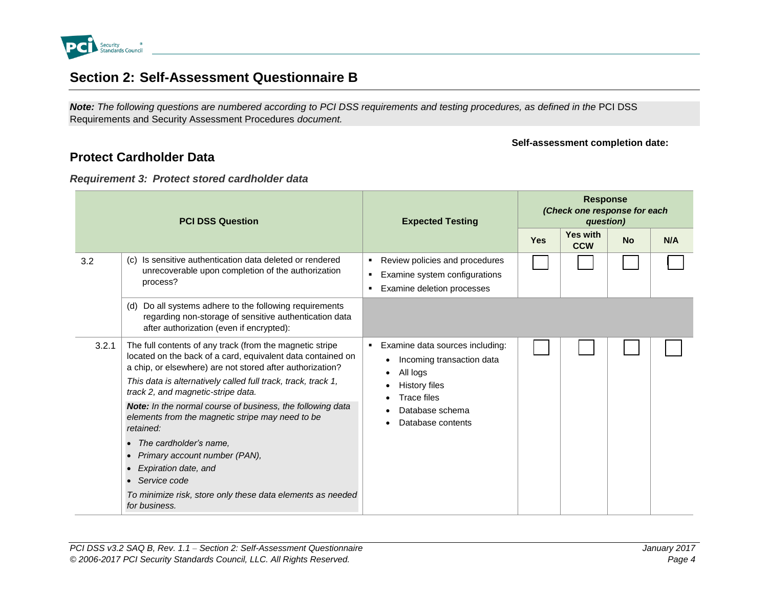## Section 2: Self-Assessment Questionnaire B

***Note:*** *The following questions are numbered according to PCI DSS requirements and testing procedures, as defined in the* PCI DSS Requirements and Security Assessment Procedures *document.*

**Self-assessment completion date:**

### Protect Cardholder Data

***Requirement 3: Protect stored cardholder data***

| | PCI DSS Question | Expected Testing | Response *(Check one response for each question)* | | | |
|---|---|---|---|---|---|---|
| | | | **Yes** | **Yes with CCW** | **No** | **N/A** |
| 3.2 | (c) Is sensitive authentication data deleted or rendered unrecoverable upon completion of the authorization process? | ▪ Review policies and procedures<br>▪ Examine system configurations<br>▪ Examine deletion processes | ☐ | ☐ | ☐ | ☐ |
| | (d) Do all systems adhere to the following requirements regarding non-storage of sensitive authentication data after authorization (even if encrypted): | | | | | |
| 3.2.1 | The full contents of any track (from the magnetic stripe located on the back of a card, equivalent data contained on a chip, or elsewhere) are not stored after authorization?<br>*This data is alternatively called full track, track, track 1, track 2, and magnetic-stripe data.*<br>***Note:*** *In the normal course of business, the following data elements from the magnetic stripe may need to be retained:*<br>• *The cardholder's name,*<br>• *Primary account number (PAN),*<br>• *Expiration date, and*<br>• *Service code*<br>*To minimize risk, store only these data elements as needed for business.* | ▪ Examine data sources including:<br>• Incoming transaction data<br>• All logs<br>• History files<br>• Trace files<br>• Database schema<br>• Database contents | ☐ | ☐ | ☐ | ☐ |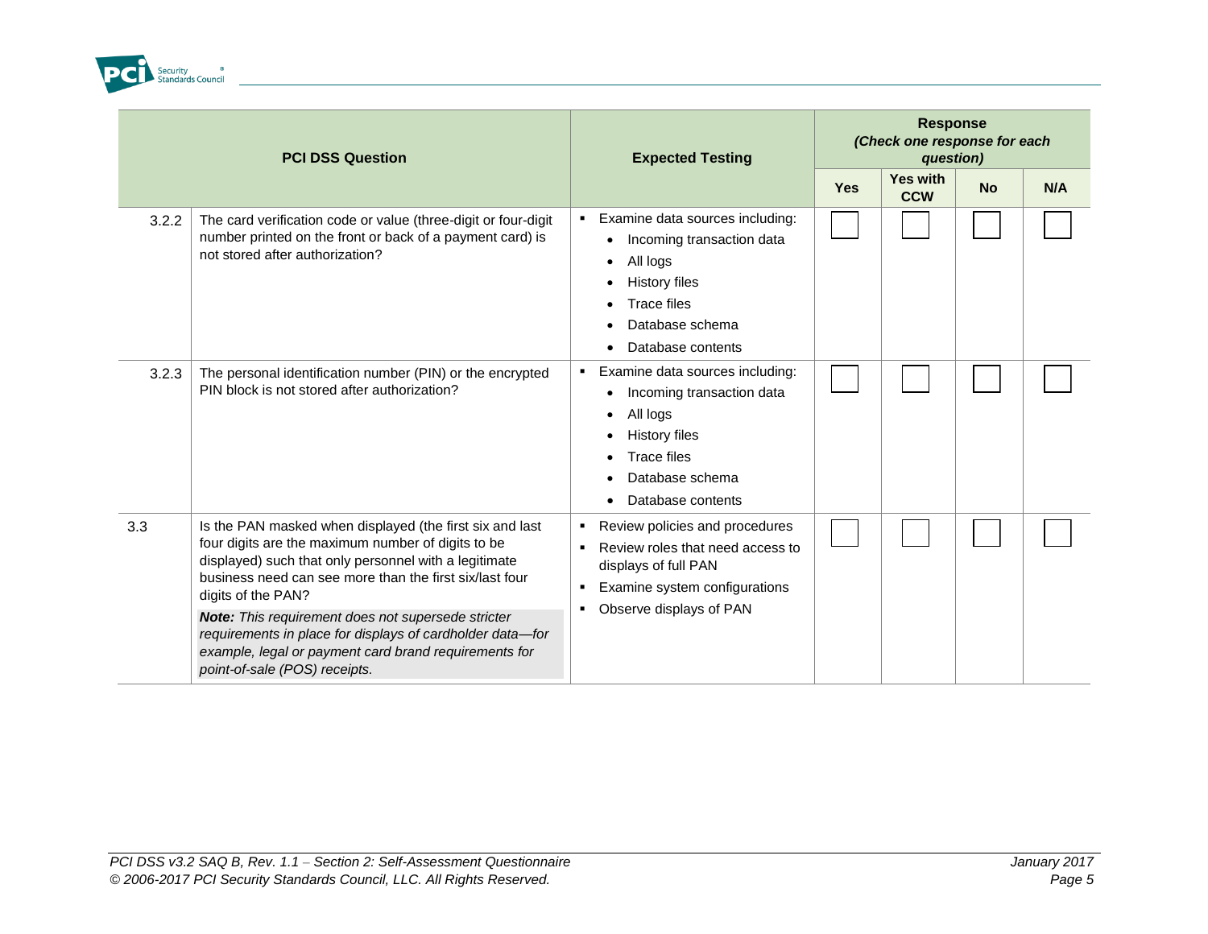| | PCI DSS Question | Expected Testing | Response *(Check one response for each question)* | | | |
|---|---|---|---|---|---|---|
| | | | Yes | Yes with CCW | No | N/A |
| 3.2.2 | The card verification code or value (three-digit or four-digit number printed on the front or back of a payment card) is not stored after authorization? | ▪ Examine data sources including: <br>• Incoming transaction data <br>• All logs <br>• History files <br>• Trace files <br>• Database schema <br>• Database contents | ☐ | ☐ | ☐ | ☐ |
| 3.2.3 | The personal identification number (PIN) or the encrypted PIN block is not stored after authorization? | ▪ Examine data sources including: <br>• Incoming transaction data <br>• All logs <br>• History files <br>• Trace files <br>• Database schema <br>• Database contents | ☐ | ☐ | ☐ | ☐ |
| 3.3 | Is the PAN masked when displayed (the first six and last four digits are the maximum number of digits to be displayed) such that only personnel with a legitimate business need can see more than the first six/last four digits of the PAN? <br>***Note:*** *This requirement does not supersede stricter requirements in place for displays of cardholder data—for example, legal or payment card brand requirements for point-of-sale (POS) receipts.* | ▪ Review policies and procedures <br>▪ Review roles that need access to displays of full PAN <br>▪ Examine system configurations <br>▪ Observe displays of PAN | ☐ | ☐ | ☐ | ☐ |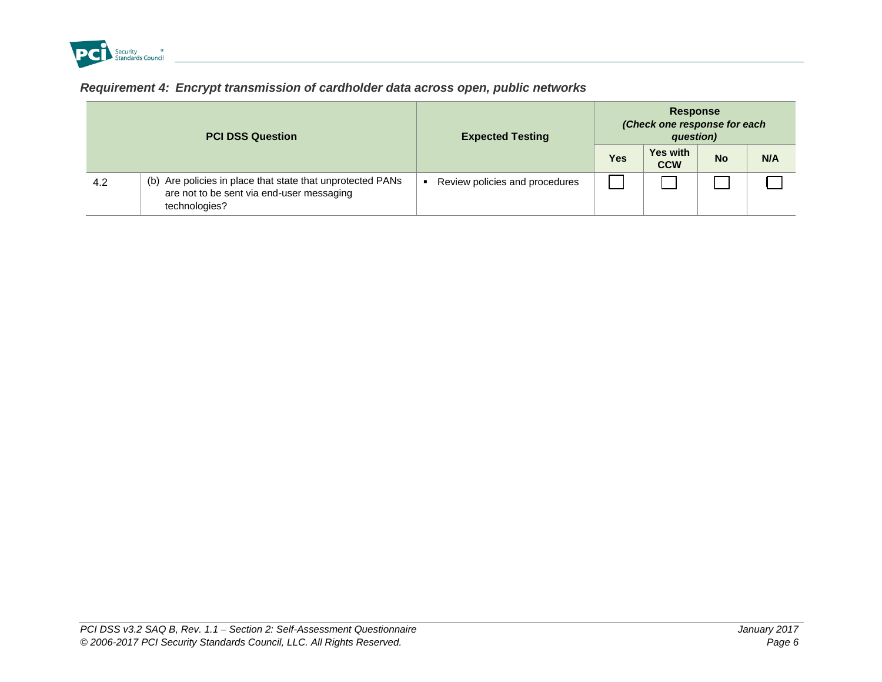### *Requirement 4: Encrypt transmission of cardholder data across open, public networks*

| PCI DSS Question | | Expected Testing | Response *(Check one response for each question)* | | | |
|---|---|---|---|---|---|---|
| | | | Yes | Yes with CCW | No | N/A |
| 4.2 | (b) Are policies in place that state that unprotected PANs are not to be sent via end-user messaging technologies? | ▪ Review policies and procedures | ☐ | ☐ | ☐ | ☐ |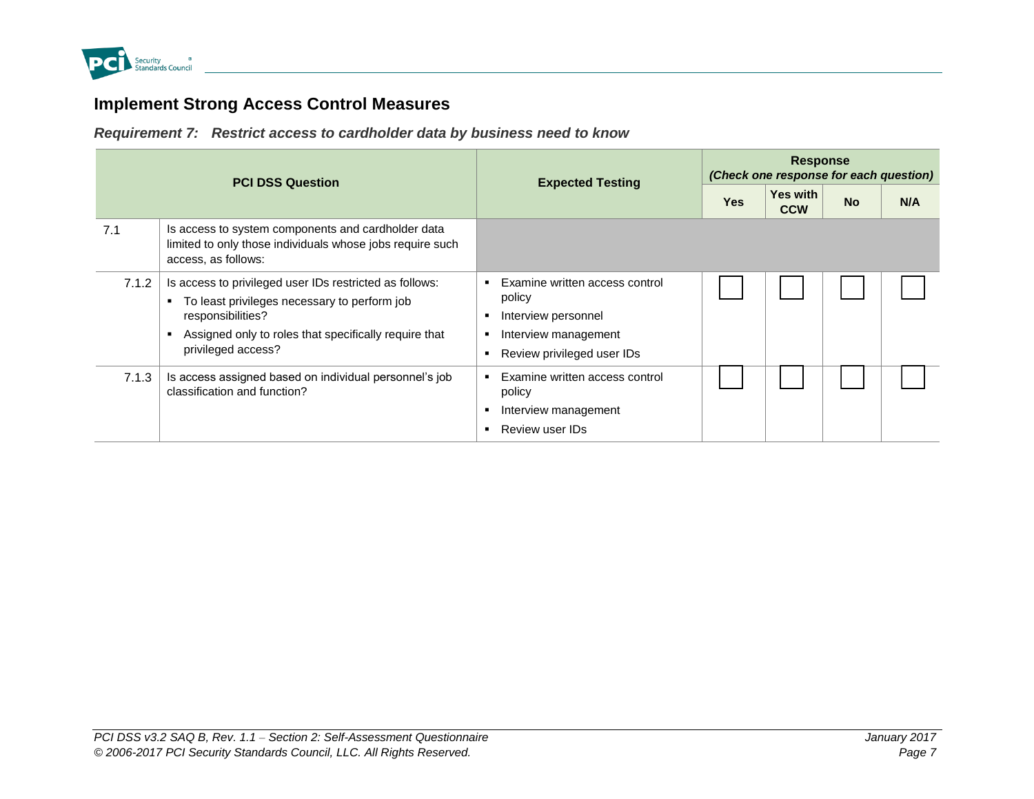## Implement Strong Access Control Measures

### *Requirement 7: Restrict access to cardholder data by business need to know*

| PCI DSS Question | | Expected Testing | Response *(Check one response for each question)* | | | |
|---|---|---|---|---|---|---|
| | | | Yes | Yes with CCW | No | N/A |
| 7.1 | Is access to system components and cardholder data limited to only those individuals whose jobs require such access, as follows: | | | | | |
| 7.1.2 | Is access to privileged user IDs restricted as follows:<br>▪ To least privileges necessary to perform job responsibilities?<br>▪ Assigned only to roles that specifically require that privileged access? | ▪ Examine written access control policy<br>▪ Interview personnel<br>▪ Interview management<br>▪ Review privileged user IDs | ☐ | ☐ | ☐ | ☐ |
| 7.1.3 | Is access assigned based on individual personnel's job classification and function? | ▪ Examine written access control policy<br>▪ Interview management<br>▪ Review user IDs | ☐ | ☐ | ☐ | ☐ |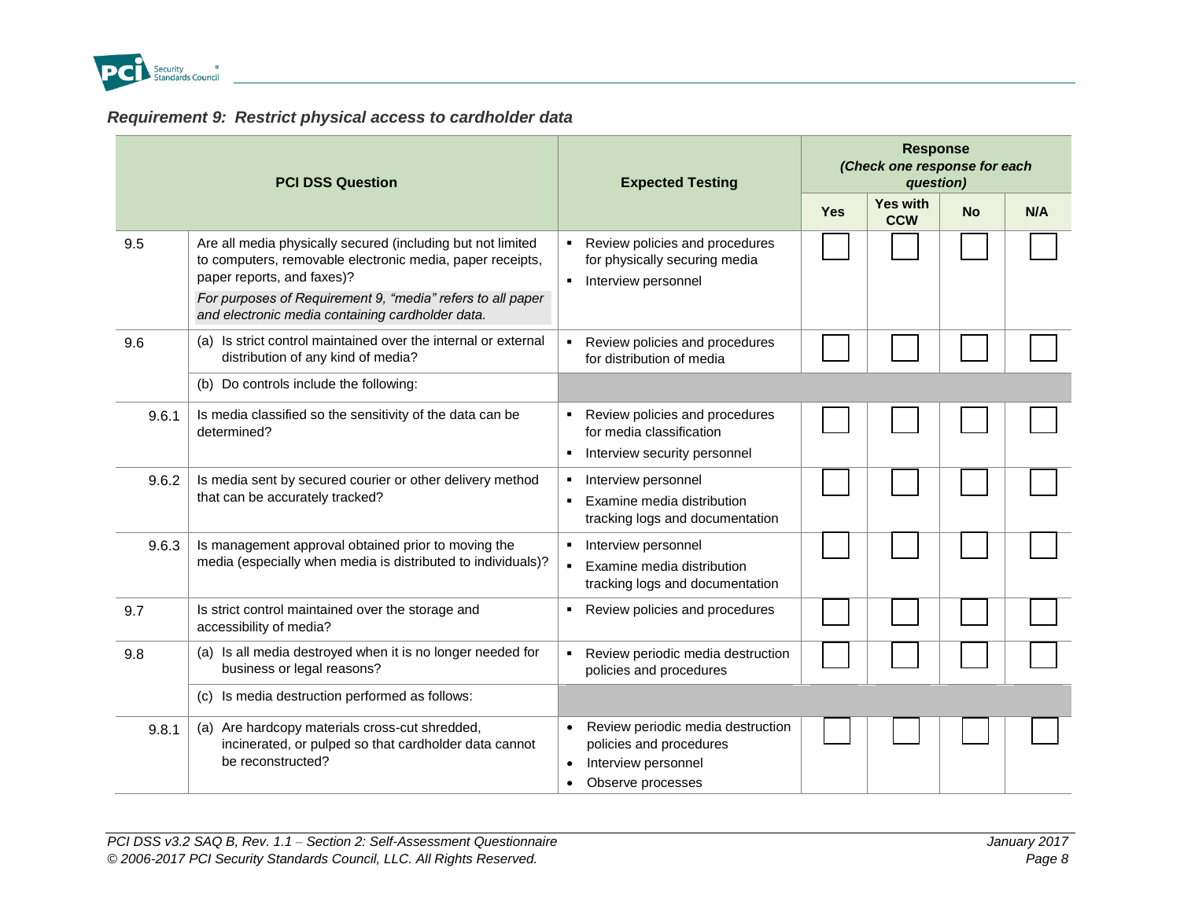### *Requirement 9: Restrict physical access to cardholder data*

| PCI DSS Question | | Expected Testing | Response *(Check one response for each question)* | | | |
|---|---|---|---|---|---|---|
| | | | Yes | Yes with CCW | No | N/A |
| 9.5 | Are all media physically secured (including but not limited to computers, removable electronic media, paper receipts, paper reports, and faxes)?<br>*For purposes of Requirement 9, "media" refers to all paper and electronic media containing cardholder data.* | ▪ Review policies and procedures for physically securing media<br>▪ Interview personnel | ☐ | ☐ | ☐ | ☐ |
| 9.6 | (a) Is strict control maintained over the internal or external distribution of any kind of media? | ▪ Review policies and procedures for distribution of media | ☐ | ☐ | ☐ | ☐ |
| | (b) Do controls include the following: | | | | | |
| 9.6.1 | Is media classified so the sensitivity of the data can be determined? | ▪ Review policies and procedures for media classification<br>▪ Interview security personnel | ☐ | ☐ | ☐ | ☐ |
| 9.6.2 | Is media sent by secured courier or other delivery method that can be accurately tracked? | ▪ Interview personnel<br>▪ Examine media distribution tracking logs and documentation | ☐ | ☐ | ☐ | ☐ |
| 9.6.3 | Is management approval obtained prior to moving the media (especially when media is distributed to individuals)? | ▪ Interview personnel<br>▪ Examine media distribution tracking logs and documentation | ☐ | ☐ | ☐ | ☐ |
| 9.7 | Is strict control maintained over the storage and accessibility of media? | ▪ Review policies and procedures | ☐ | ☐ | ☐ | ☐ |
| 9.8 | (a) Is all media destroyed when it is no longer needed for business or legal reasons? | ▪ Review periodic media destruction policies and procedures | ☐ | ☐ | ☐ | ☐ |
| | (c) Is media destruction performed as follows: | | | | | |
| 9.8.1 | (a) Are hardcopy materials cross-cut shredded, incinerated, or pulped so that cardholder data cannot be reconstructed? | • Review periodic media destruction policies and procedures<br>• Interview personnel<br>• Observe processes | ☐ | ☐ | ☐ | ☐ |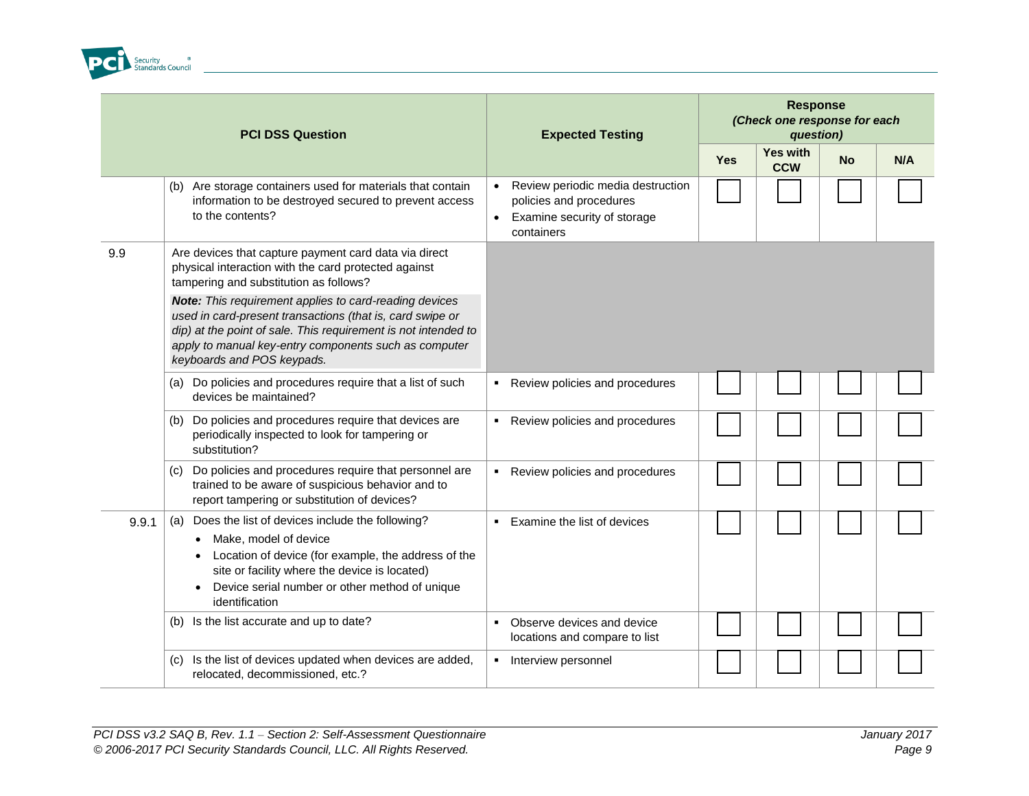| | PCI DSS Question | Expected Testing | Response (Check one response for each question) | | | |
|---|---|---|---|---|---|---|
| | | | Yes | Yes with CCW | No | N/A |
| | (b) Are storage containers used for materials that contain information to be destroyed secured to prevent access to the contents? | • Review periodic media destruction policies and procedures<br>• Examine security of storage containers | ☐ | ☐ | ☐ | ☐ |
| 9.9 | Are devices that capture payment card data via direct physical interaction with the card protected against tampering and substitution as follows?<br>***Note:** This requirement applies to card-reading devices used in card-present transactions (that is, card swipe or dip) at the point of sale. This requirement is not intended to apply to manual key-entry components such as computer keyboards and POS keypads.* | | | | | |
| | (a) Do policies and procedures require that a list of such devices be maintained? | ▪ Review policies and procedures | ☐ | ☐ | ☐ | ☐ |
| | (b) Do policies and procedures require that devices are periodically inspected to look for tampering or substitution? | ▪ Review policies and procedures | ☐ | ☐ | ☐ | ☐ |
| | (c) Do policies and procedures require that personnel are trained to be aware of suspicious behavior and to report tampering or substitution of devices? | ▪ Review policies and procedures | ☐ | ☐ | ☐ | ☐ |
| 9.9.1 | (a) Does the list of devices include the following?<br>• Make, model of device<br>• Location of device (for example, the address of the site or facility where the device is located)<br>• Device serial number or other method of unique identification | ▪ Examine the list of devices | ☐ | ☐ | ☐ | ☐ |
| | (b) Is the list accurate and up to date? | ▪ Observe devices and device locations and compare to list | ☐ | ☐ | ☐ | ☐ |
| | (c) Is the list of devices updated when devices are added, relocated, decommissioned, etc.? | ▪ Interview personnel | ☐ | ☐ | ☐ | ☐ |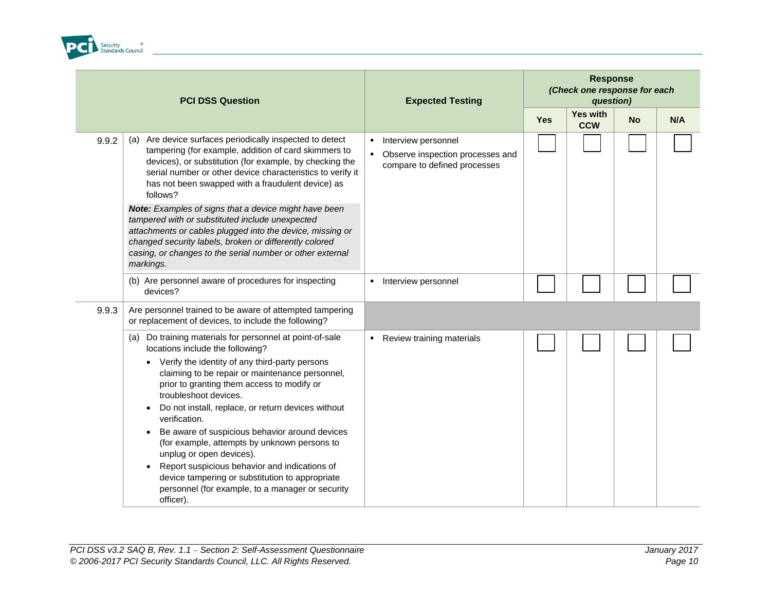| PCI DSS Question | | Expected Testing | Response *(Check one response for each question)* | | | |
|---|---|---|---|---|---|---|
| | | | Yes | Yes with CCW | No | N/A |
| 9.9.2 | (a) Are device surfaces periodically inspected to detect tampering (for example, addition of card skimmers to devices), or substitution (for example, by checking the serial number or other device characteristics to verify it has not been swapped with a fraudulent device) as follows?<br><br>***Note:*** *Examples of signs that a device might have been tampered with or substituted include unexpected attachments or cables plugged into the device, missing or changed security labels, broken or differently colored casing, or changes to the serial number or other external markings.* | ▪ Interview personnel<br>▪ Observe inspection processes and compare to defined processes | ☐ | ☐ | ☐ | ☐ |
| | (b) Are personnel aware of procedures for inspecting devices? | ▪ Interview personnel | ☐ | ☐ | ☐ | ☐ |
| 9.9.3 | Are personnel trained to be aware of attempted tampering or replacement of devices, to include the following? | | | | | |
| | (a) Do training materials for personnel at point-of-sale locations include the following?<br>• Verify the identity of any third-party persons claiming to be repair or maintenance personnel, prior to granting them access to modify or troubleshoot devices.<br>• Do not install, replace, or return devices without verification.<br>• Be aware of suspicious behavior around devices (for example, attempts by unknown persons to unplug or open devices).<br>• Report suspicious behavior and indications of device tampering or substitution to appropriate personnel (for example, to a manager or security officer). | ▪ Review training materials | ☐ | ☐ | ☐ | ☐ |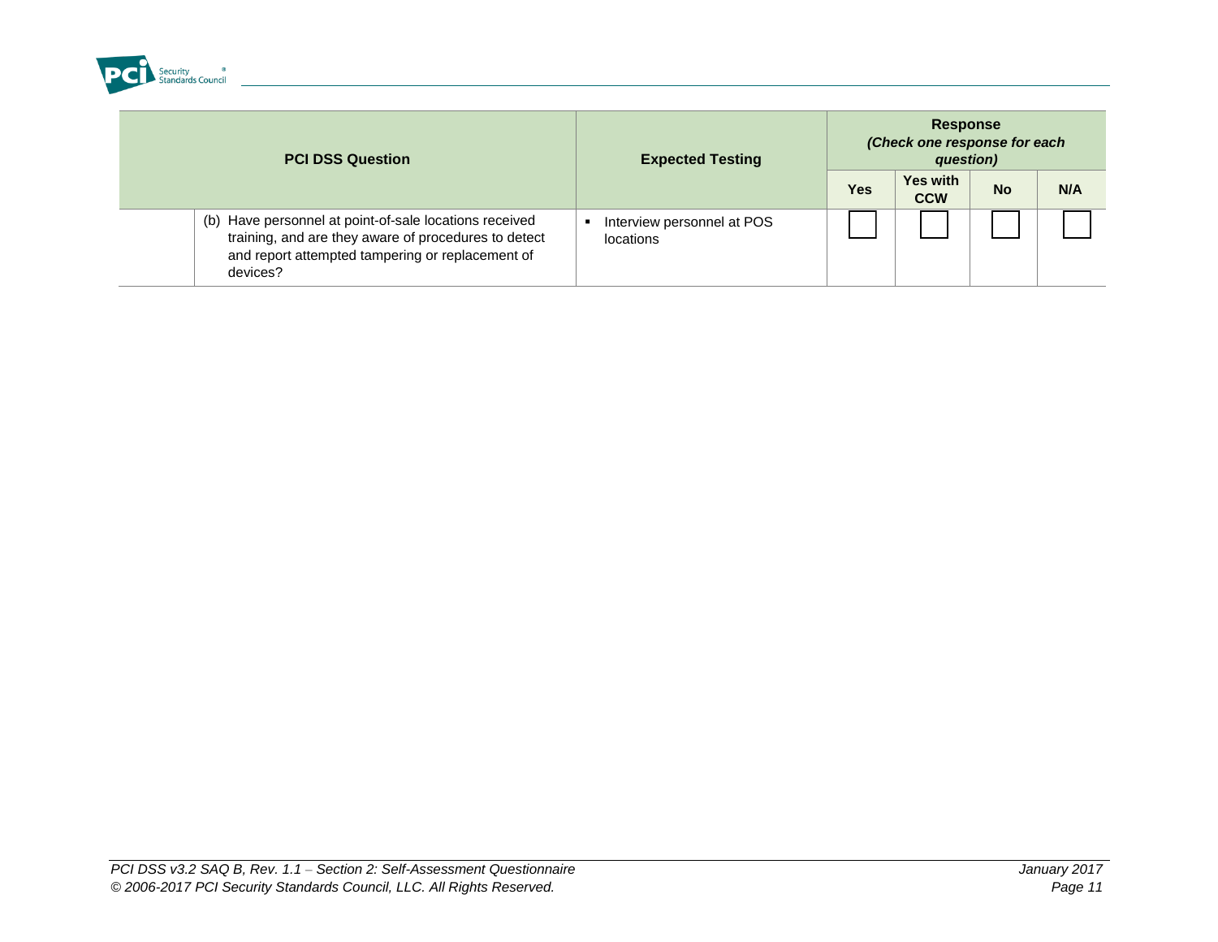| PCI DSS Question | | Expected Testing | Response *(Check one response for each question)* | | | |
|---|---|---|---|---|---|---|
| | | | **Yes** | **Yes with CCW** | **No** | **N/A** |
| | (b) Have personnel at point-of-sale locations received training, and are they aware of procedures to detect and report attempted tampering or replacement of devices? | ▪ Interview personnel at POS locations | ☐ | ☐ | ☐ | ☐ |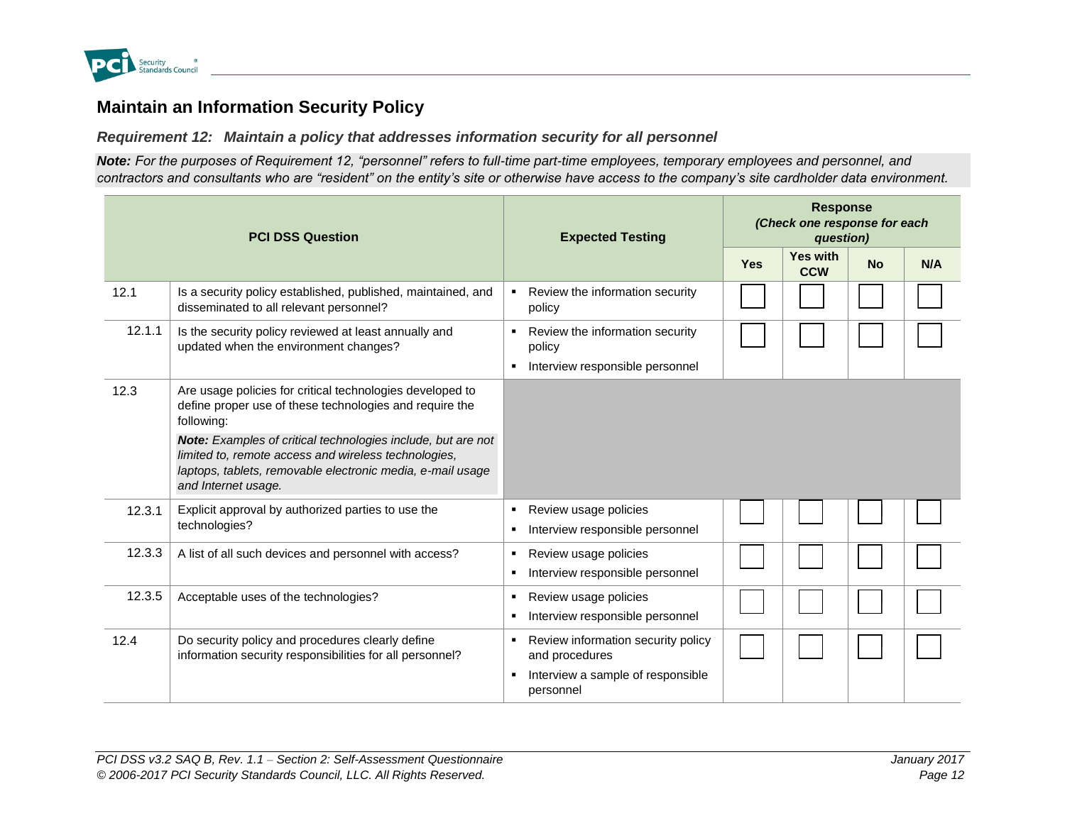## Maintain an Information Security Policy

### *Requirement 12: Maintain a policy that addresses information security for all personnel*

***Note:*** *For the purposes of Requirement 12, "personnel" refers to full-time part-time employees, temporary employees and personnel, and contractors and consultants who are "resident" on the entity's site or otherwise have access to the company's site cardholder data environment.*

| PCI DSS Question | | Expected Testing | Response *(Check one response for each question)* | | | |
|---|---|---|---|---|---|---|
| | | | **Yes** | **Yes with CCW** | **No** | **N/A** |
| 12.1 | Is a security policy established, published, maintained, and disseminated to all relevant personnel? | ▪ Review the information security policy | ☐ | ☐ | ☐ | ☐ |
| 12.1.1 | Is the security policy reviewed at least annually and updated when the environment changes? | ▪ Review the information security policy<br>▪ Interview responsible personnel | ☐ | ☐ | ☐ | ☐ |
| 12.3 | Are usage policies for critical technologies developed to define proper use of these technologies and require the following:<br>***Note:*** *Examples of critical technologies include, but are not limited to, remote access and wireless technologies, laptops, tablets, removable electronic media, e-mail usage and Internet usage.* | | | | | |
| 12.3.1 | Explicit approval by authorized parties to use the technologies? | ▪ Review usage policies<br>▪ Interview responsible personnel | ☐ | ☐ | ☐ | ☐ |
| 12.3.3 | A list of all such devices and personnel with access? | ▪ Review usage policies<br>▪ Interview responsible personnel | ☐ | ☐ | ☐ | ☐ |
| 12.3.5 | Acceptable uses of the technologies? | ▪ Review usage policies<br>▪ Interview responsible personnel | ☐ | ☐ | ☐ | ☐ |
| 12.4 | Do security policy and procedures clearly define information security responsibilities for all personnel? | ▪ Review information security policy and procedures<br>▪ Interview a sample of responsible personnel | ☐ | ☐ | ☐ | ☐ |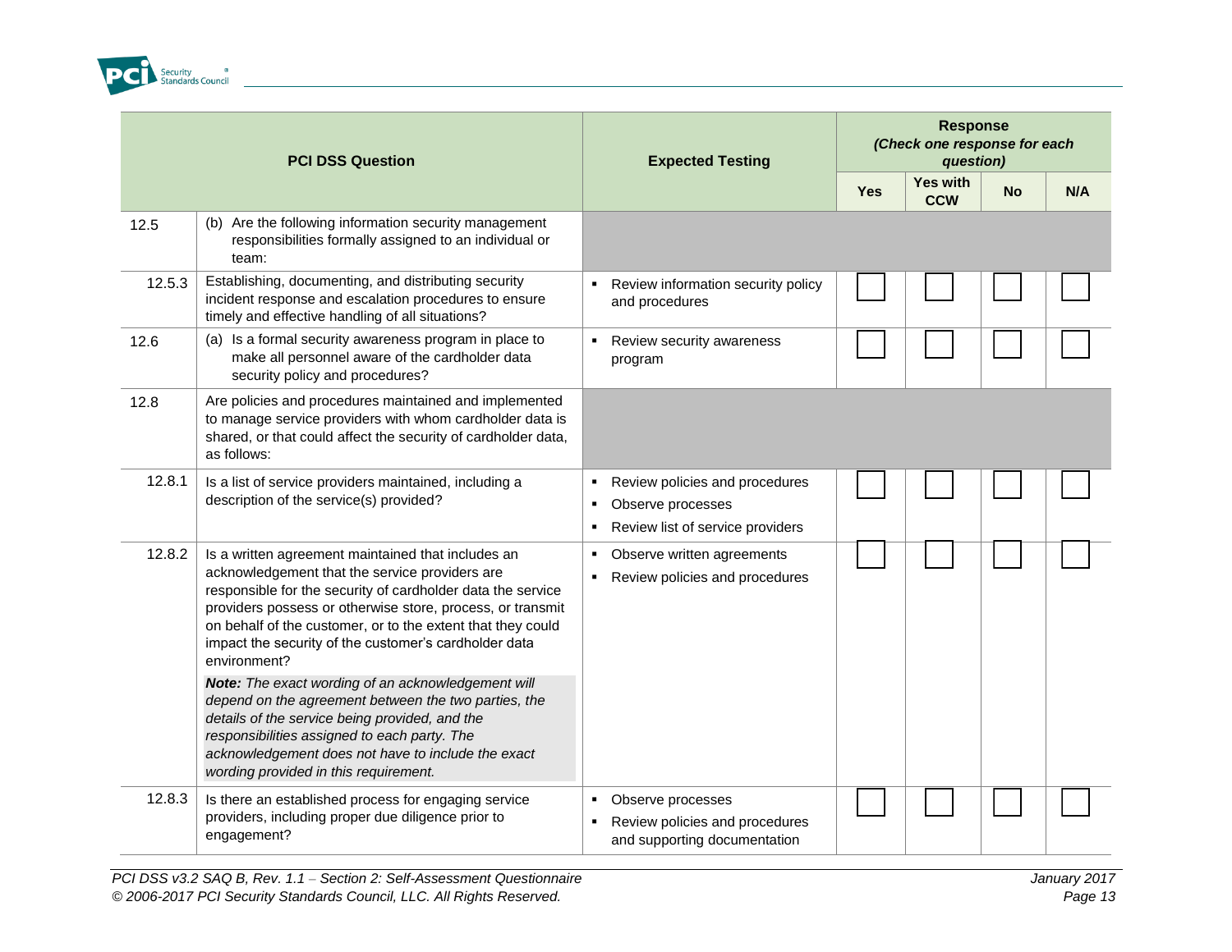| PCI DSS Question | | Expected Testing | Response *(Check one response for each question)* | | | |
|---|---|---|---|---|---|---|
| | | | Yes | Yes with CCW | No | N/A |
| 12.5 | (b) Are the following information security management responsibilities formally assigned to an individual or team: | | | | | |
| 12.5.3 | Establishing, documenting, and distributing security incident response and escalation procedures to ensure timely and effective handling of all situations? | ▪ Review information security policy and procedures | ☐ | ☐ | ☐ | ☐ |
| 12.6 | (a) Is a formal security awareness program in place to make all personnel aware of the cardholder data security policy and procedures? | ▪ Review security awareness program | ☐ | ☐ | ☐ | ☐ |
| 12.8 | Are policies and procedures maintained and implemented to manage service providers with whom cardholder data is shared, or that could affect the security of cardholder data, as follows: | | | | | |
| 12.8.1 | Is a list of service providers maintained, including a description of the service(s) provided? | ▪ Review policies and procedures<br>▪ Observe processes<br>▪ Review list of service providers | ☐ | ☐ | ☐ | ☐ |
| 12.8.2 | Is a written agreement maintained that includes an acknowledgement that the service providers are responsible for the security of cardholder data the service providers possess or otherwise store, process, or transmit on behalf of the customer, or to the extent that they could impact the security of the customer's cardholder data environment?<br>***Note:*** *The exact wording of an acknowledgement will depend on the agreement between the two parties, the details of the service being provided, and the responsibilities assigned to each party. The acknowledgement does not have to include the exact wording provided in this requirement.* | ▪ Observe written agreements<br>▪ Review policies and procedures | ☐ | ☐ | ☐ | ☐ |
| 12.8.3 | Is there an established process for engaging service providers, including proper due diligence prior to engagement? | ▪ Observe processes<br>▪ Review policies and procedures and supporting documentation | ☐ | ☐ | ☐ | ☐ |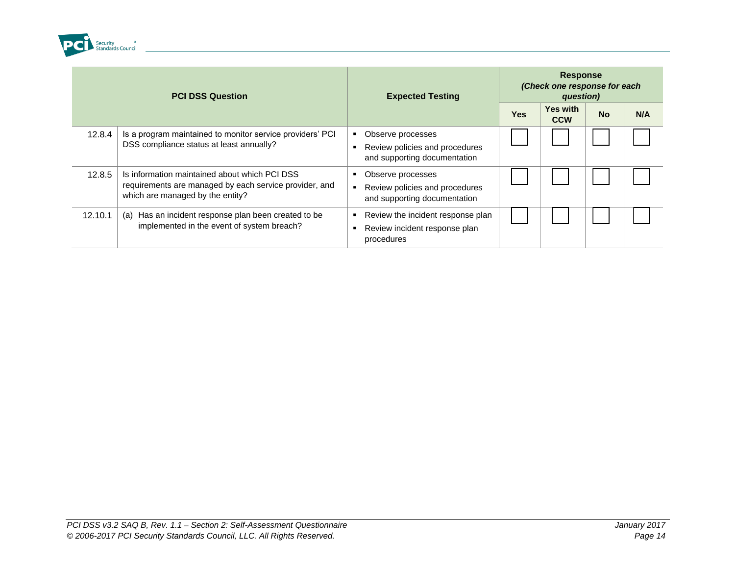| PCI DSS Question | | Expected Testing | Response *(Check one response for each question)* | | | |
|---|---|---|---|---|---|---|
| | | | **Yes** | **Yes with CCW** | **No** | **N/A** |
| 12.8.4 | Is a program maintained to monitor service providers' PCI DSS compliance status at least annually? | ▪ Observe processes<br>▪ Review policies and procedures and supporting documentation | ☐ | ☐ | ☐ | ☐ |
| 12.8.5 | Is information maintained about which PCI DSS requirements are managed by each service provider, and which are managed by the entity? | ▪ Observe processes<br>▪ Review policies and procedures and supporting documentation | ☐ | ☐ | ☐ | ☐ |
| 12.10.1 | (a) Has an incident response plan been created to be implemented in the event of system breach? | ▪ Review the incident response plan<br>▪ Review incident response plan procedures | ☐ | ☐ | ☐ | ☐ |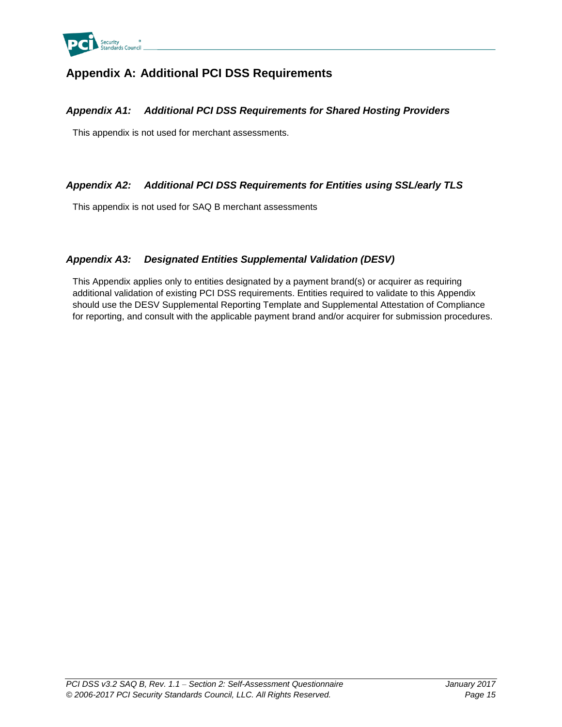# Appendix A: Additional PCI DSS Requirements

### *Appendix A1: Additional PCI DSS Requirements for Shared Hosting Providers*

This appendix is not used for merchant assessments.

### *Appendix A2: Additional PCI DSS Requirements for Entities using SSL/early TLS*

This appendix is not used for SAQ B merchant assessments

### *Appendix A3: Designated Entities Supplemental Validation (DESV)*

This Appendix applies only to entities designated by a payment brand(s) or acquirer as requiring additional validation of existing PCI DSS requirements. Entities required to validate to this Appendix should use the DESV Supplemental Reporting Template and Supplemental Attestation of Compliance for reporting, and consult with the applicable payment brand and/or acquirer for submission procedures.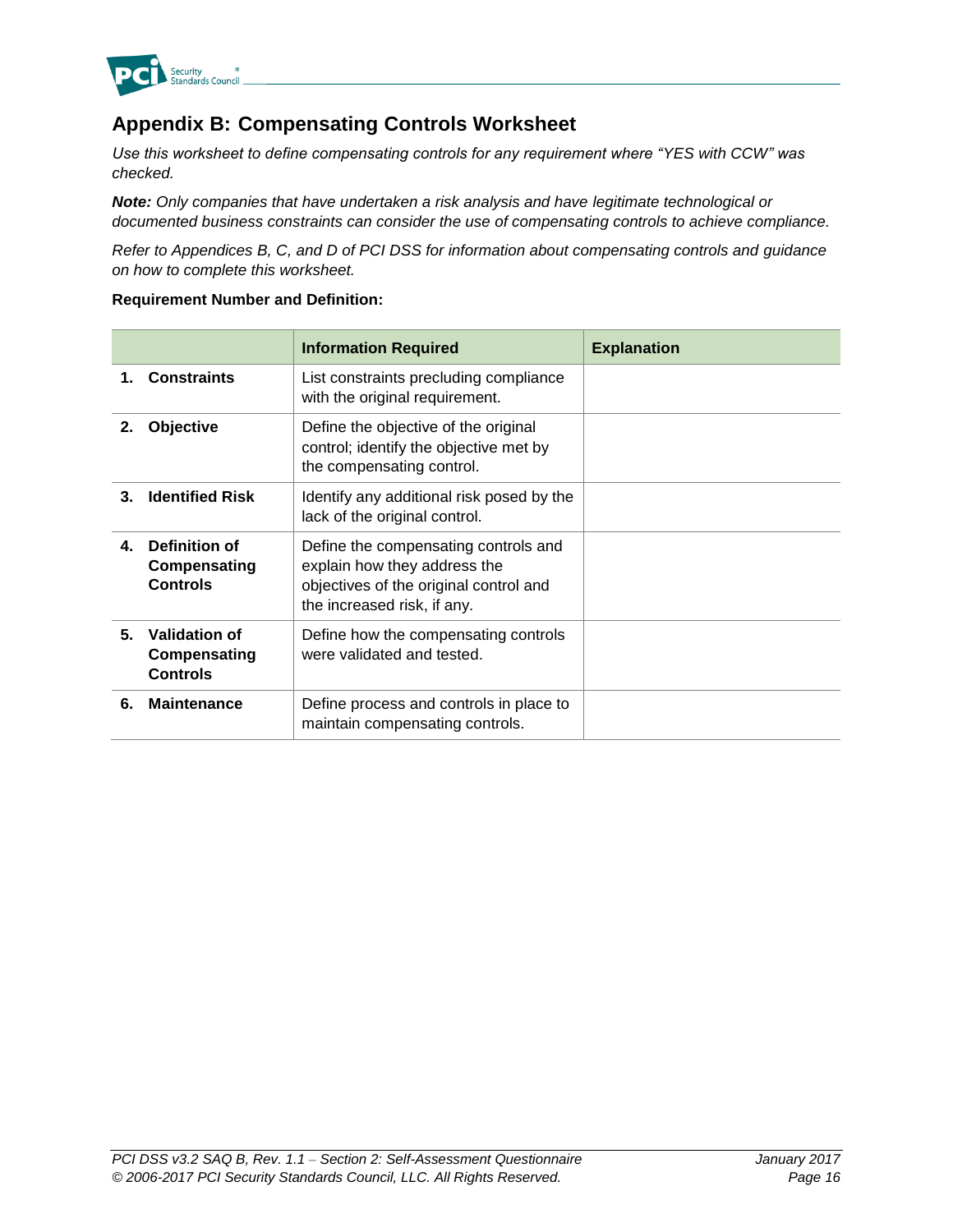## Appendix B: Compensating Controls Worksheet

*Use this worksheet to define compensating controls for any requirement where "YES with CCW" was checked.*

***Note:** Only companies that have undertaken a risk analysis and have legitimate technological or documented business constraints can consider the use of compensating controls to achieve compliance.*

*Refer to Appendices B, C, and D of PCI DSS for information about compensating controls and guidance on how to complete this worksheet.*

**Requirement Number and Definition:**

| | Information Required | Explanation |
|---|---|---|
| **1. Constraints** | List constraints precluding compliance with the original requirement. | |
| **2. Objective** | Define the objective of the original control; identify the objective met by the compensating control. | |
| **3. Identified Risk** | Identify any additional risk posed by the lack of the original control. | |
| **4. Definition of Compensating Controls** | Define the compensating controls and explain how they address the objectives of the original control and the increased risk, if any. | |
| **5. Validation of Compensating Controls** | Define how the compensating controls were validated and tested. | |
| **6. Maintenance** | Define process and controls in place to maintain compensating controls. | |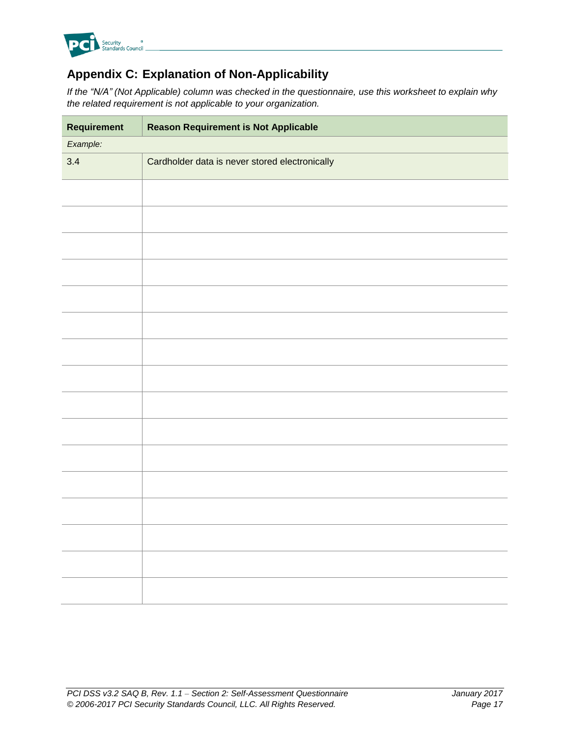## Appendix C: Explanation of Non-Applicability

*If the "N/A" (Not Applicable) column was checked in the questionnaire, use this worksheet to explain why the related requirement is not applicable to your organization.*

| Requirement | Reason Requirement is Not Applicable |
|---|---|
| *Example:* | |
| 3.4 | Cardholder data is never stored electronically |
| | |
| | |
| | |
| | |
| | |
| | |
| | |
| | |
| | |
| | |
| | |
| | |
| | |
| | |
| | |
| | |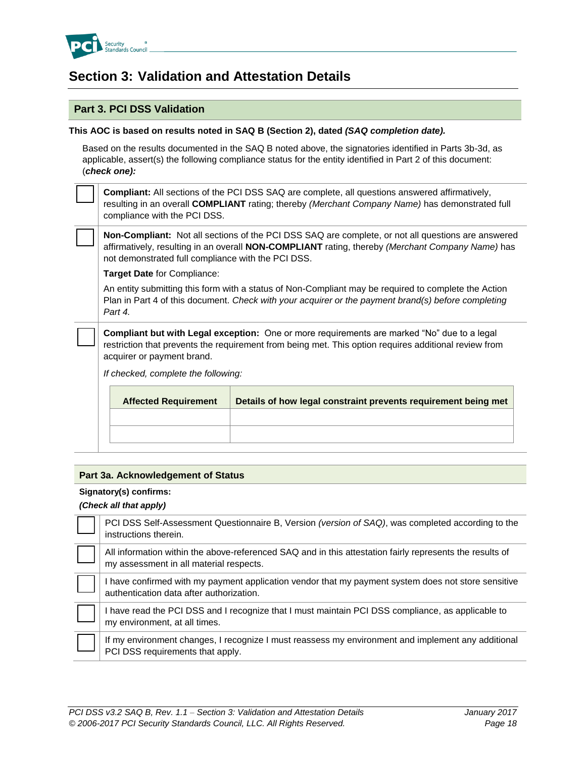# Section 3: Validation and Attestation Details

## Part 3. PCI DSS Validation

**This AOC is based on results noted in SAQ B (Section 2), dated *(SAQ completion date).***

Based on the results documented in the SAQ B noted above, the signatories identified in Parts 3b-3d, as applicable, assert(s) the following compliance status for the entity identified in Part 2 of this document: (***check one):***

☐ **Compliant:** All sections of the PCI DSS SAQ are complete, all questions answered affirmatively, resulting in an overall **COMPLIANT** rating; thereby *(Merchant Company Name)* has demonstrated full compliance with the PCI DSS.

☐ **Non-Compliant:** Not all sections of the PCI DSS SAQ are complete, or not all questions are answered affirmatively, resulting in an overall **NON-COMPLIANT** rating, thereby *(Merchant Company Name)* has not demonstrated full compliance with the PCI DSS.

**Target Date** for Compliance:

An entity submitting this form with a status of Non-Compliant may be required to complete the Action Plan in Part 4 of this document. *Check with your acquirer or the payment brand(s) before completing Part 4.*

☐ **Compliant but with Legal exception:** One or more requirements are marked "No" due to a legal restriction that prevents the requirement from being met. This option requires additional review from acquirer or payment brand.

*If checked, complete the following:*

| Affected Requirement | Details of how legal constraint prevents requirement being met |
|---|---|
| | |
| | |

### Part 3a. Acknowledgement of Status

**Signatory(s) confirms:**

***(Check all that apply)***

☐ PCI DSS Self-Assessment Questionnaire B, Version *(version of SAQ)*, was completed according to the instructions therein.

☐ All information within the above-referenced SAQ and in this attestation fairly represents the results of my assessment in all material respects.

☐ I have confirmed with my payment application vendor that my payment system does not store sensitive authentication data after authorization.

☐ I have read the PCI DSS and I recognize that I must maintain PCI DSS compliance, as applicable to my environment, at all times.

☐ If my environment changes, I recognize I must reassess my environment and implement any additional PCI DSS requirements that apply.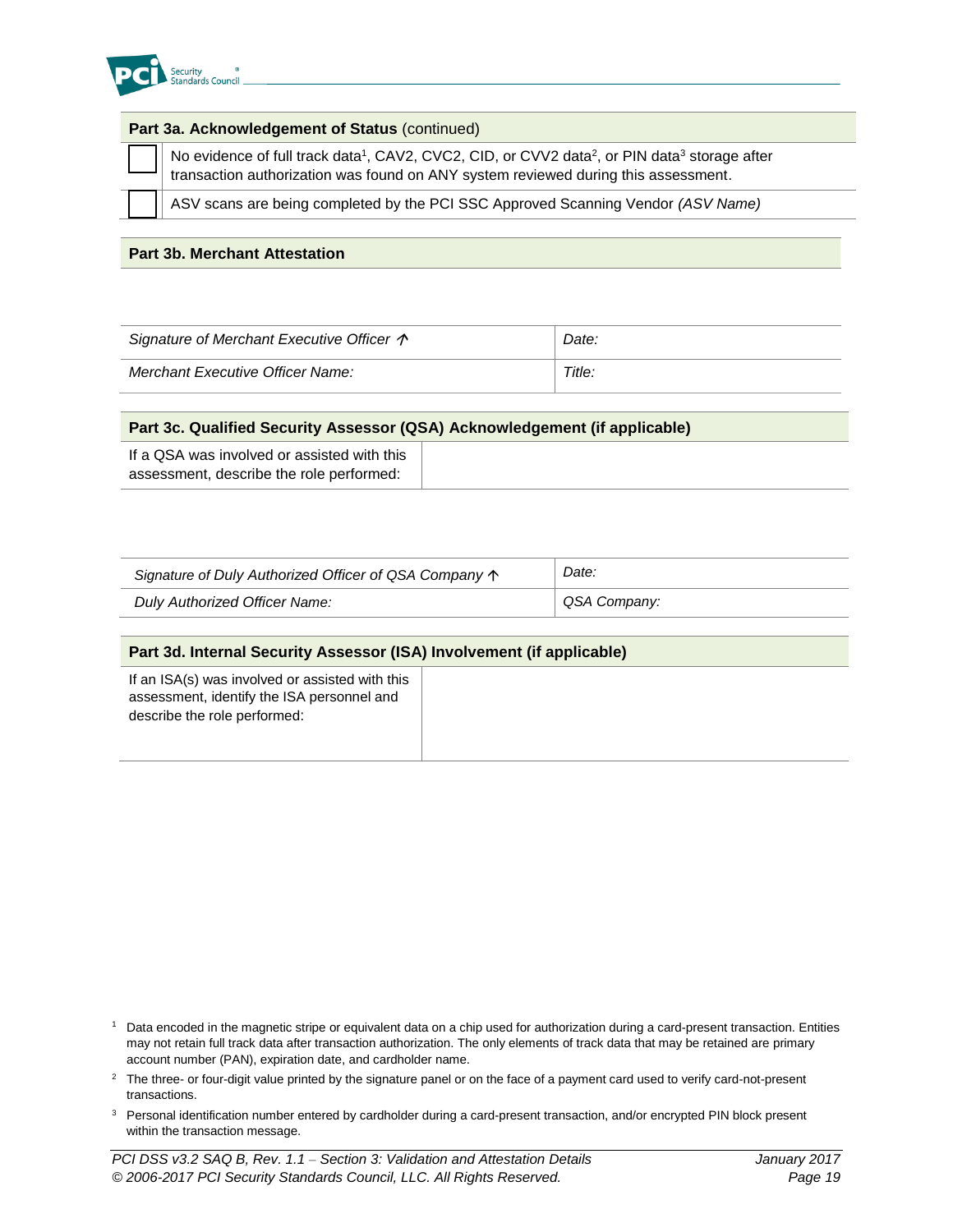| Part 3a. Acknowledgement of Status (continued) | |
|---|---|
| ☐ | No evidence of full track data[1], CAV2, CVC2, CID, or CVV2 data[2], or PIN data[3] storage after transaction authorization was found on ANY system reviewed during this assessment. |
| ☐ | ASV scans are being completed by the PCI SSC Approved Scanning Vendor *(ASV Name)* |

**Part 3b. Merchant Attestation**

| *Signature of Merchant Executive Officer ↑* | *Date:* |
|---|---|
| *Merchant Executive Officer Name:* | *Title:* |

**Part 3c. Qualified Security Assessor (QSA) Acknowledgement (if applicable)**

| If a QSA was involved or assisted with this assessment, describe the role performed: | |
|---|---|

| *Signature of Duly Authorized Officer of QSA Company ↑* | *Date:* |
|---|---|
| *Duly Authorized Officer Name:* | *QSA Company:* |

**Part 3d. Internal Security Assessor (ISA) Involvement (if applicable)**

| If an ISA(s) was involved or assisted with this assessment, identify the ISA personnel and describe the role performed: | |
|---|---|

[1] Data encoded in the magnetic stripe or equivalent data on a chip used for authorization during a card-present transaction. Entities may not retain full track data after transaction authorization. The only elements of track data that may be retained are primary account number (PAN), expiration date, and cardholder name.

[2] The three- or four-digit value printed by the signature panel or on the face of a payment card used to verify card-not-present transactions.

[3] Personal identification number entered by cardholder during a card-present transaction, and/or encrypted PIN block present within the transaction message.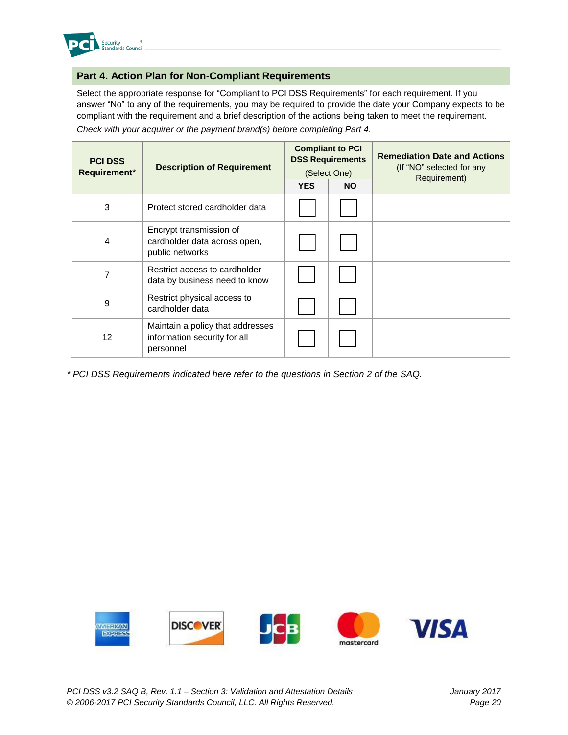## Part 4. Action Plan for Non-Compliant Requirements

Select the appropriate response for "Compliant to PCI DSS Requirements" for each requirement. If you answer "No" to any of the requirements, you may be required to provide the date your Company expects to be compliant with the requirement and a brief description of the actions being taken to meet the requirement.

*Check with your acquirer or the payment brand(s) before completing Part 4.*

| PCI DSS Requirement* | Description of Requirement | Compliant to PCI DSS Requirements (Select One) | | Remediation Date and Actions (If "NO" selected for any Requirement) |
|---|---|---|---|---|
| | | YES | NO | |
| 3 | Protect stored cardholder data | ☐ | ☐ | |
| 4 | Encrypt transmission of cardholder data across open, public networks | ☐ | ☐ | |
| 7 | Restrict access to cardholder data by business need to know | ☐ | ☐ | |
| 9 | Restrict physical access to cardholder data | ☐ | ☐ | |
| 12 | Maintain a policy that addresses information security for all personnel | ☐ | ☐ | |

*\* PCI DSS Requirements indicated here refer to the questions in Section 2 of the SAQ.*